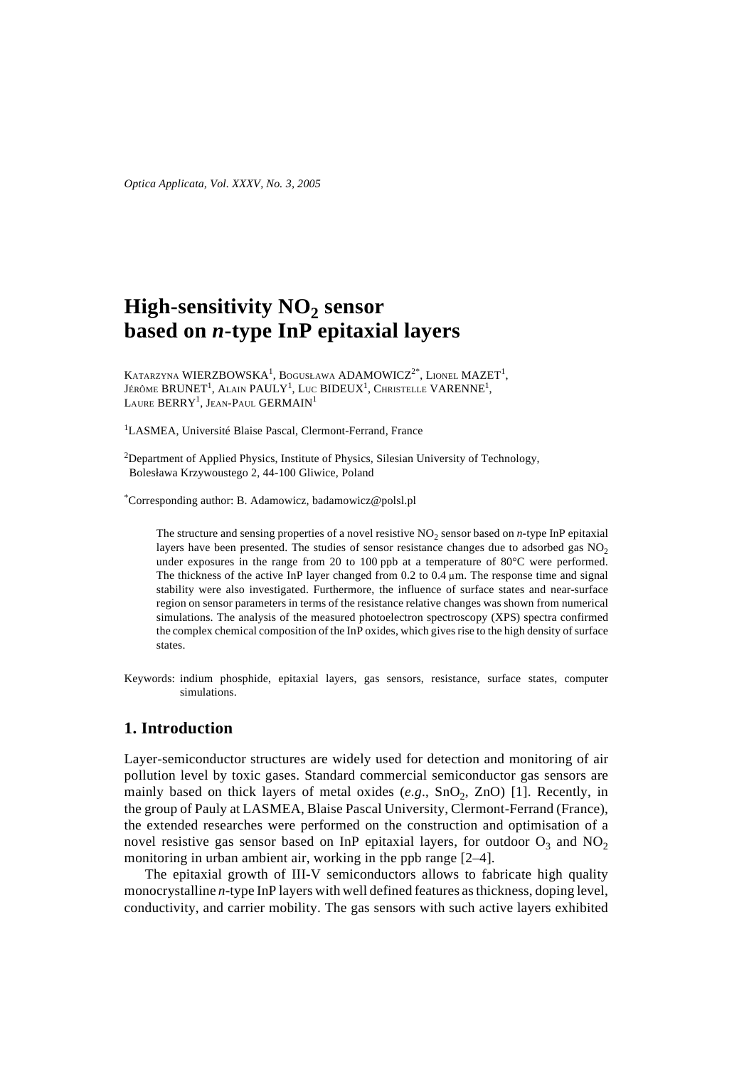# High-sensitivity $NO_2$ sensor based on *n*-type InP epitaxial layers

Katarzyna WIERZBOWSKA[1], Bogusława ADAMOWICZ[2*], Lionel MAZET[1], Jérôme BRUNET[1], Alain PAULY[1], Luc BIDEUX[1], Christelle VARENNE[1], Laure BERRY[1], Jean-Paul GERMAIN[1]

[1]LASMEA, Université Blaise Pascal, Clermont-Ferrand, France

[2]Department of Applied Physics, Institute of Physics, Silesian University of Technology, Bolesława Krzywoustego 2, 44-100 Gliwice, Poland

[*]Corresponding author: B. Adamowicz, badamowicz@polsl.pl

The structure and sensing properties of a novel resistive $NO_2$ sensor based on *n*-type InP epitaxial layers have been presented. The studies of sensor resistance changes due to adsorbed gas $NO_2$ under exposures in the range from 20 to 100 ppb at a temperature of 80°C were performed. The thickness of the active InP layer changed from 0.2 to 0.4 μm. The response time and signal stability were also investigated. Furthermore, the influence of surface states and near-surface region on sensor parameters in terms of the resistance relative changes was shown from numerical simulations. The analysis of the measured photoelectron spectroscopy (XPS) spectra confirmed the complex chemical composition of the InP oxides, which gives rise to the high density of surface states.

Keywords: indium phosphide, epitaxial layers, gas sensors, resistance, surface states, computer simulations.

## 1. Introduction

Layer-semiconductor structures are widely used for detection and monitoring of air pollution level by toxic gases. Standard commercial semiconductor gas sensors are mainly based on thick layers of metal oxides (*e.g.*, $SnO_2$, ZnO) [1]. Recently, in the group of Pauly at LASMEA, Blaise Pascal University, Clermont-Ferrand (France), the extended researches were performed on the construction and optimisation of a novel resistive gas sensor based on InP epitaxial layers, for outdoor $O_3$ and $NO_2$ monitoring in urban ambient air, working in the ppb range [2–4].

The epitaxial growth of III-V semiconductors allows to fabricate high quality monocrystalline *n*-type InP layers with well defined features as thickness, doping level, conductivity, and carrier mobility. The gas sensors with such active layers exhibited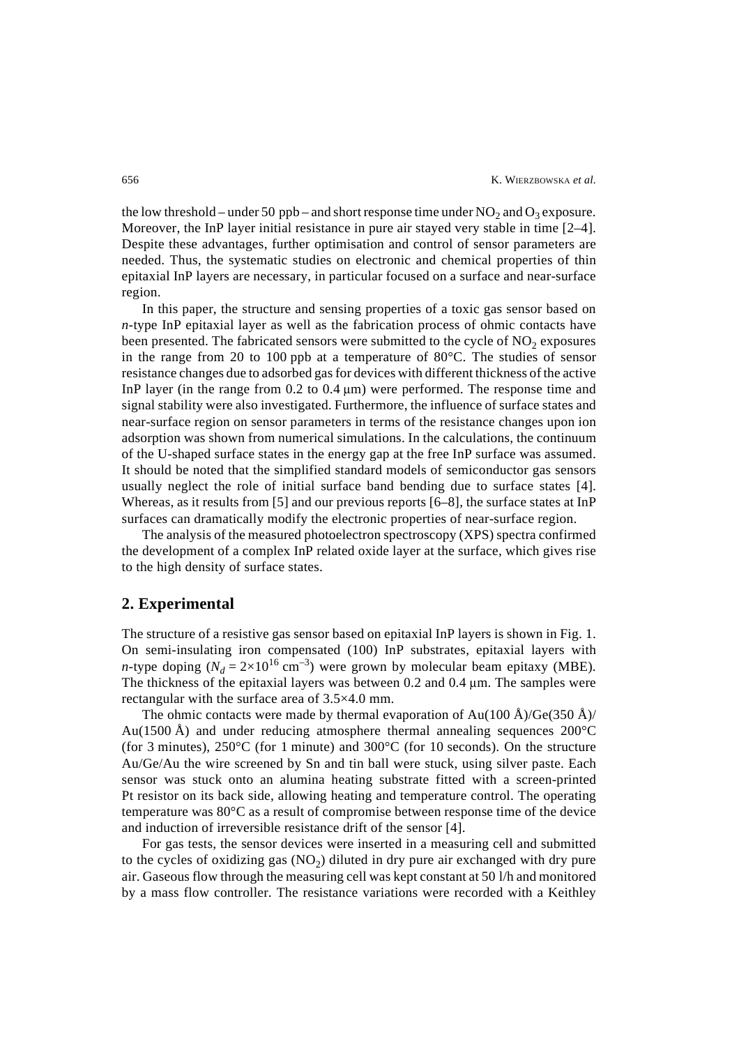the low threshold – under 50 ppb – and short response time under $NO_2$ and $O_3$ exposure. Moreover, the InP layer initial resistance in pure air stayed very stable in time [2–4]. Despite these advantages, further optimisation and control of sensor parameters are needed. Thus, the systematic studies on electronic and chemical properties of thin epitaxial InP layers are necessary, in particular focused on a surface and near-surface region.

In this paper, the structure and sensing properties of a toxic gas sensor based on *n*-type InP epitaxial layer as well as the fabrication process of ohmic contacts have been presented. The fabricated sensors were submitted to the cycle of $NO_2$ exposures in the range from 20 to 100 ppb at a temperature of 80°C. The studies of sensor resistance changes due to adsorbed gas for devices with different thickness of the active InP layer (in the range from 0.2 to 0.4 μm) were performed. The response time and signal stability were also investigated. Furthermore, the influence of surface states and near-surface region on sensor parameters in terms of the resistance changes upon ion adsorption was shown from numerical simulations. In the calculations, the continuum of the U-shaped surface states in the energy gap at the free InP surface was assumed. It should be noted that the simplified standard models of semiconductor gas sensors usually neglect the role of initial surface band bending due to surface states [4]. Whereas, as it results from [5] and our previous reports [6–8], the surface states at InP surfaces can dramatically modify the electronic properties of near-surface region.

The analysis of the measured photoelectron spectroscopy (XPS) spectra confirmed the development of a complex InP related oxide layer at the surface, which gives rise to the high density of surface states.

## 2. Experimental

The structure of a resistive gas sensor based on epitaxial InP layers is shown in Fig. 1. On semi-insulating iron compensated (100) InP substrates, epitaxial layers with *n*-type doping ($N_d = 2\times10^{16}$ cm$^{-3}$) were grown by molecular beam epitaxy (MBE). The thickness of the epitaxial layers was between 0.2 and 0.4 μm. The samples were rectangular with the surface area of 3.5×4.0 mm.

The ohmic contacts were made by thermal evaporation of Au(100 Å)/Ge(350 Å)/Au(1500 Å) and under reducing atmosphere thermal annealing sequences 200°C (for 3 minutes), 250°C (for 1 minute) and 300°C (for 10 seconds). On the structure Au/Ge/Au the wire screened by Sn and tin ball were stuck, using silver paste. Each sensor was stuck onto an alumina heating substrate fitted with a screen-printed Pt resistor on its back side, allowing heating and temperature control. The operating temperature was 80°C as a result of compromise between response time of the device and induction of irreversible resistance drift of the sensor [4].

For gas tests, the sensor devices were inserted in a measuring cell and submitted to the cycles of oxidizing gas ($NO_2$) diluted in dry pure air exchanged with dry pure air. Gaseous flow through the measuring cell was kept constant at 50 l/h and monitored by a mass flow controller. The resistance variations were recorded with a Keithley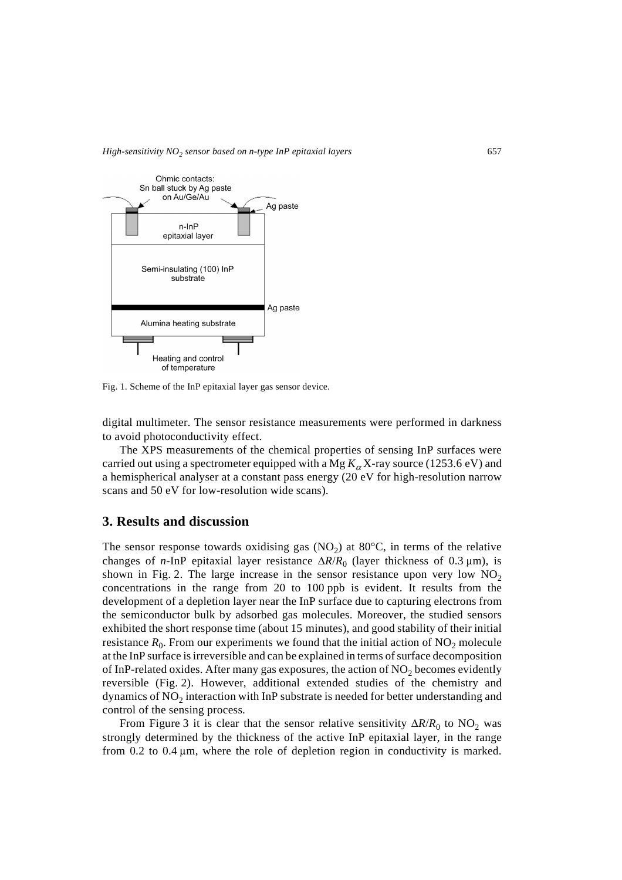Fig. 1. Scheme of the InP epitaxial layer gas sensor device.

digital multimeter. The sensor resistance measurements were performed in darkness to avoid photoconductivity effect.

The XPS measurements of the chemical properties of sensing InP surfaces were carried out using a spectrometer equipped with a Mg $K_{\alpha}$ X-ray source (1253.6 eV) and a hemispherical analyser at a constant pass energy (20 eV for high-resolution narrow scans and 50 eV for low-resolution wide scans).

## 3. Results and discussion

The sensor response towards oxidising gas ($NO_2$) at 80°C, in terms of the relative changes of *n*-InP epitaxial layer resistance $\Delta R/R_0$ (layer thickness of 0.3 μm), is shown in Fig. 2. The large increase in the sensor resistance upon very low $NO_2$ concentrations in the range from 20 to 100 ppb is evident. It results from the development of a depletion layer near the InP surface due to capturing electrons from the semiconductor bulk by adsorbed gas molecules. Moreover, the studied sensors exhibited the short response time (about 15 minutes), and good stability of their initial resistance $R_0$. From our experiments we found that the initial action of $NO_2$ molecule at the InP surface is irreversible and can be explained in terms of surface decomposition of InP-related oxides. After many gas exposures, the action of $NO_2$ becomes evidently reversible (Fig. 2). However, additional extended studies of the chemistry and dynamics of $NO_2$ interaction with InP substrate is needed for better understanding and control of the sensing process.

From Figure 3 it is clear that the sensor relative sensitivity $\Delta R/R_0$ to $NO_2$ was strongly determined by the thickness of the active InP epitaxial layer, in the range from 0.2 to 0.4 μm, where the role of depletion region in conductivity is marked.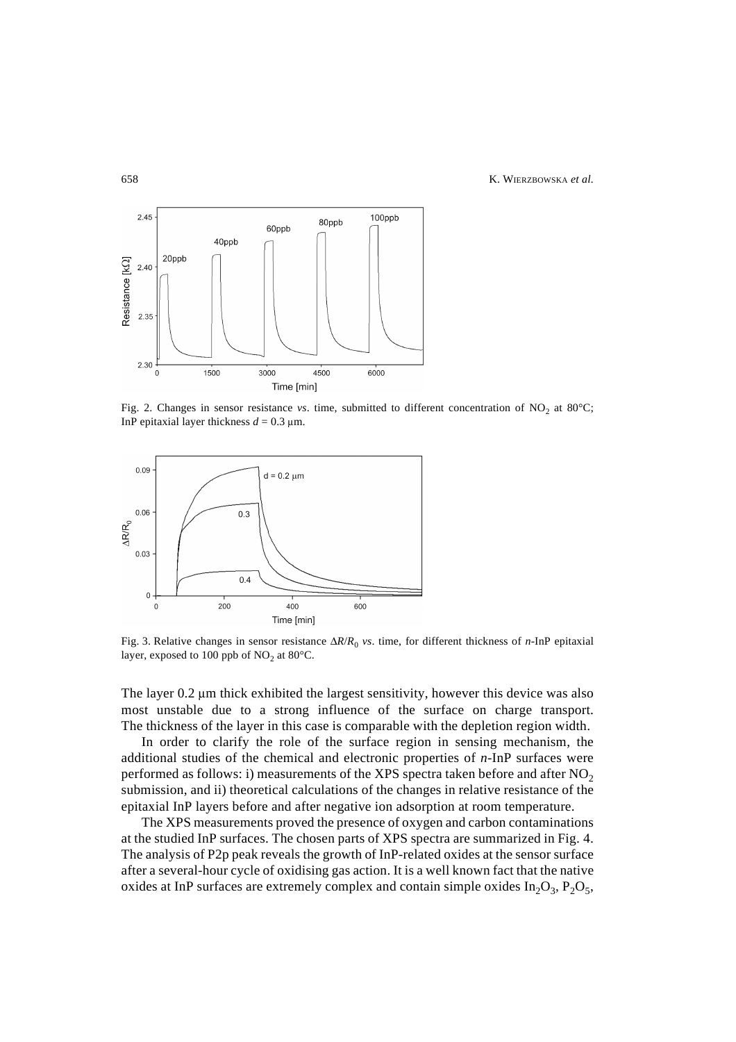Fig. 2. Changes in sensor resistance *vs*. time, submitted to different concentration of $NO_2$ at 80°C; InP epitaxial layer thickness $d = 0.3$ μm.

Fig. 3. Relative changes in sensor resistance $\Delta R/R_0$ *vs*. time, for different thickness of *n*-InP epitaxial layer, exposed to 100 ppb of $NO_2$ at 80°C.

The layer 0.2 μm thick exhibited the largest sensitivity, however this device was also most unstable due to a strong influence of the surface on charge transport. The thickness of the layer in this case is comparable with the depletion region width.

In order to clarify the role of the surface region in sensing mechanism, the additional studies of the chemical and electronic properties of *n*-InP surfaces were performed as follows: i) measurements of the XPS spectra taken before and after $NO_2$ submission, and ii) theoretical calculations of the changes in relative resistance of the epitaxial InP layers before and after negative ion adsorption at room temperature.

The XPS measurements proved the presence of oxygen and carbon contaminations at the studied InP surfaces. The chosen parts of XPS spectra are summarized in Fig. 4. The analysis of P2p peak reveals the growth of InP-related oxides at the sensor surface after a several-hour cycle of oxidising gas action. It is a well known fact that the native oxides at InP surfaces are extremely complex and contain simple oxides $In_2O_3$, $P_2O_5$,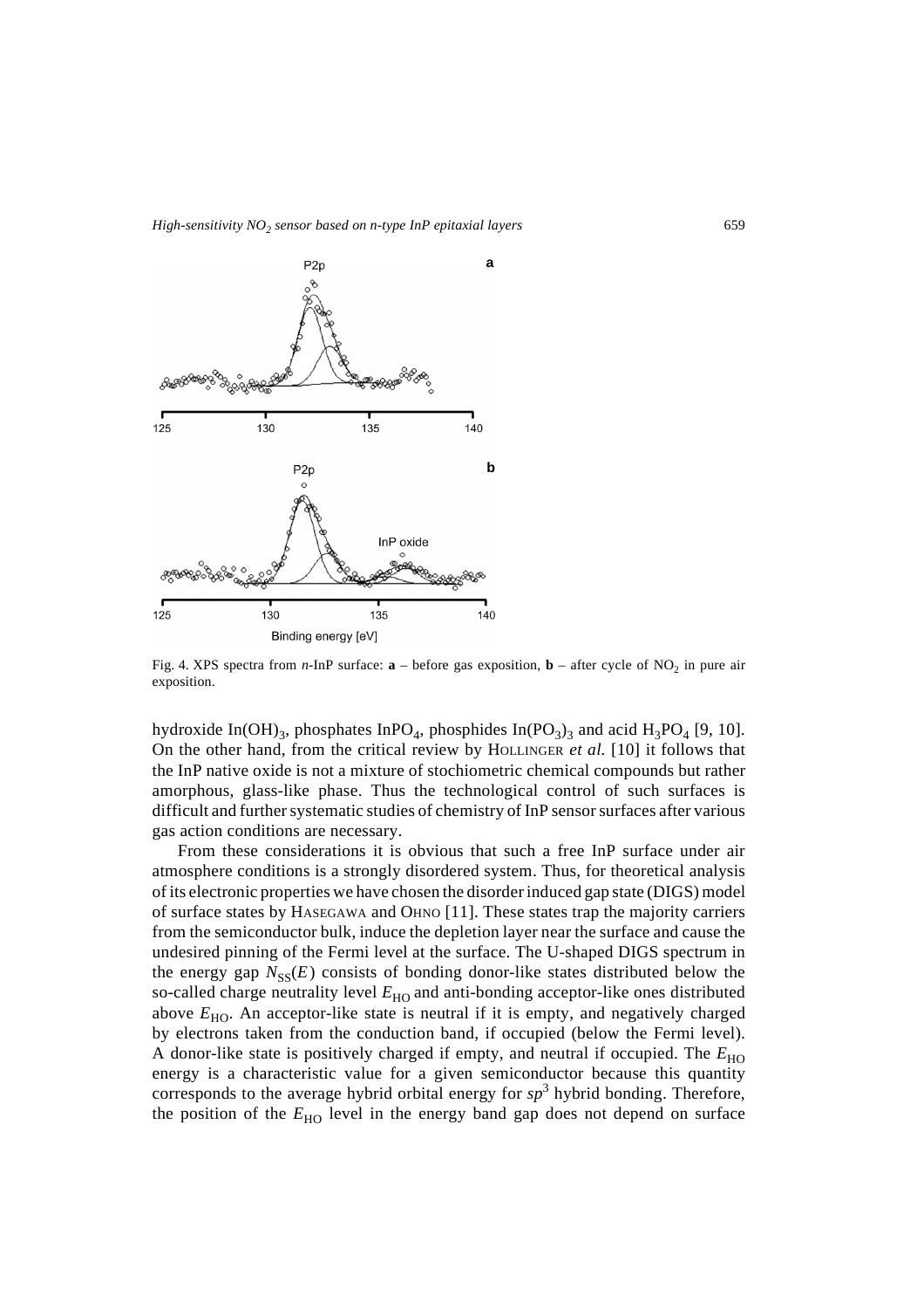Fig. 4. XPS spectra from *n*-InP surface: **a** – before gas exposition, **b** – after cycle of $NO_2$ in pure air exposition.

hydroxide $In(OH)_3$, phosphates $InPO_4$, phosphides $In(PO_3)_3$ and acid $H_3PO_4$ [9, 10]. On the other hand, from the critical review by HOLLINGER *et al.* [10] it follows that the InP native oxide is not a mixture of stochiometric chemical compounds but rather amorphous, glass-like phase. Thus the technological control of such surfaces is difficult and further systematic studies of chemistry of InP sensor surfaces after various gas action conditions are necessary.

From these considerations it is obvious that such a free InP surface under air atmosphere conditions is a strongly disordered system. Thus, for theoretical analysis of its electronic properties we have chosen the disorder induced gap state (DIGS) model of surface states by HASEGAWA and OHNO [11]. These states trap the majority carriers from the semiconductor bulk, induce the depletion layer near the surface and cause the undesired pinning of the Fermi level at the surface. The U-shaped DIGS spectrum in the energy gap $N_{SS}(E)$ consists of bonding donor-like states distributed below the so-called charge neutrality level $E_{HO}$ and anti-bonding acceptor-like ones distributed above $E_{HO}$. An acceptor-like state is neutral if it is empty, and negatively charged by electrons taken from the conduction band, if occupied (below the Fermi level). A donor-like state is positively charged if empty, and neutral if occupied. The $E_{HO}$ energy is a characteristic value for a given semiconductor because this quantity corresponds to the average hybrid orbital energy for $sp^3$ hybrid bonding. Therefore, the position of the $E_{HO}$ level in the energy band gap does not depend on surface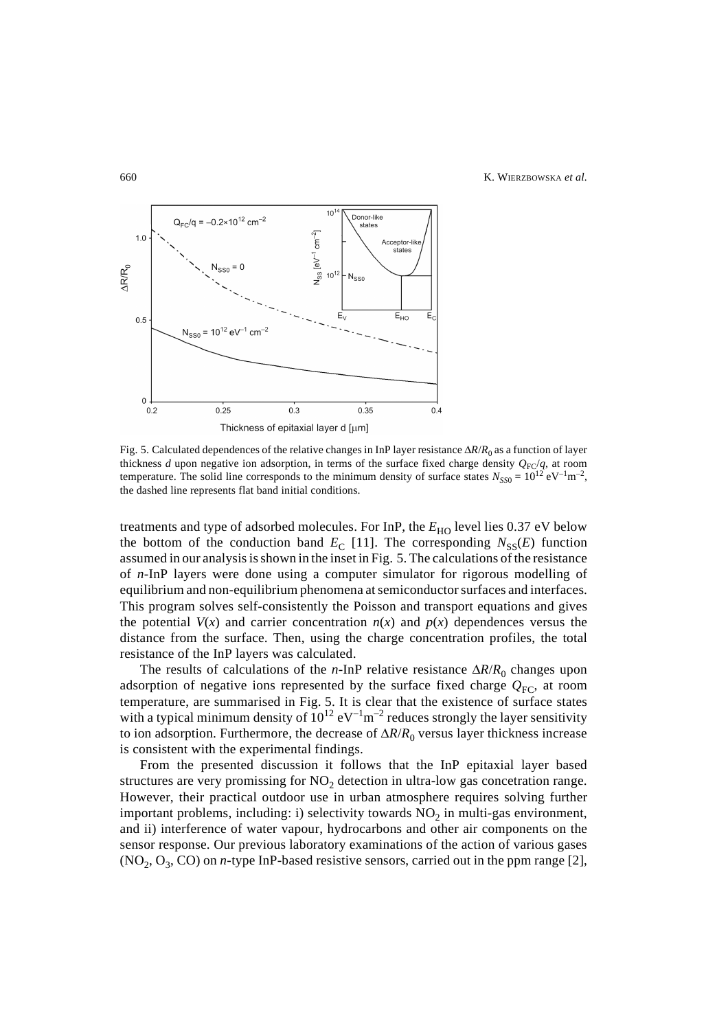Fig. 5. Calculated dependences of the relative changes in InP layer resistance $\Delta R/R_0$ as a function of layer thickness $d$ upon negative ion adsorption, in terms of the surface fixed charge density $Q_{FC}/q$, at room temperature. The solid line corresponds to the minimum density of surface states $N_{SS0} = 10^{12}$ eV$^{-1}$m$^{-2}$, the dashed line represents flat band initial conditions.

treatments and type of adsorbed molecules. For InP, the $E_{HO}$ level lies 0.37 eV below the bottom of the conduction band $E_C$ [11]. The corresponding $N_{SS}(E)$ function assumed in our analysis is shown in the inset in Fig. 5. The calculations of the resistance of *n*-InP layers were done using a computer simulator for rigorous modelling of equilibrium and non-equilibrium phenomena at semiconductor surfaces and interfaces. This program solves self-consistently the Poisson and transport equations and gives the potential $V(x)$ and carrier concentration $n(x)$ and $p(x)$ dependences versus the distance from the surface. Then, using the charge concentration profiles, the total resistance of the InP layers was calculated.

The results of calculations of the *n*-InP relative resistance $\Delta R/R_0$ changes upon adsorption of negative ions represented by the surface fixed charge $Q_{FC}$, at room temperature, are summarised in Fig. 5. It is clear that the existence of surface states with a typical minimum density of $10^{12}$ eV$^{-1}$m$^{-2}$ reduces strongly the layer sensitivity to ion adsorption. Furthermore, the decrease of $\Delta R/R_0$ versus layer thickness increase is consistent with the experimental findings.

From the presented discussion it follows that the InP epitaxial layer based structures are very promissing for $NO_2$ detection in ultra-low gas concetration range. However, their practical outdoor use in urban atmosphere requires solving further important problems, including: i) selectivity towards $NO_2$ in multi-gas environment, and ii) interference of water vapour, hydrocarbons and other air components on the sensor response. Our previous laboratory examinations of the action of various gases ($NO_2$, $O_3$, CO) on *n*-type InP-based resistive sensors, carried out in the ppm range [2],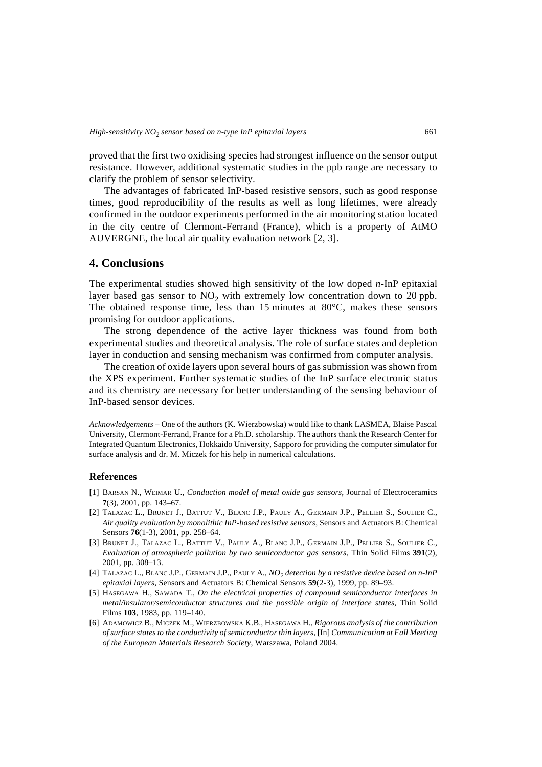proved that the first two oxidising species had strongest influence on the sensor output resistance. However, additional systematic studies in the ppb range are necessary to clarify the problem of sensor selectivity.

The advantages of fabricated InP-based resistive sensors, such as good response times, good reproducibility of the results as well as long lifetimes, were already confirmed in the outdoor experiments performed in the air monitoring station located in the city centre of Clermont-Ferrand (France), which is a property of AtMO AUVERGNE, the local air quality evaluation network [2, 3].

## 4. Conclusions

The experimental studies showed high sensitivity of the low doped *n*-InP epitaxial layer based gas sensor to $NO_2$ with extremely low concentration down to 20 ppb. The obtained response time, less than 15 minutes at 80°C, makes these sensors promising for outdoor applications.

The strong dependence of the active layer thickness was found from both experimental studies and theoretical analysis. The role of surface states and depletion layer in conduction and sensing mechanism was confirmed from computer analysis.

The creation of oxide layers upon several hours of gas submission was shown from the XPS experiment. Further systematic studies of the InP surface electronic status and its chemistry are necessary for better understanding of the sensing behaviour of InP-based sensor devices.

*Acknowledgements* – One of the authors (K. Wierzbowska) would like to thank LASMEA, Blaise Pascal University, Clermont-Ferrand, France for a Ph.D. scholarship. The authors thank the Research Center for Integrated Quantum Electronics, Hokkaido University, Sapporo for providing the computer simulator for surface analysis and dr. M. Miczek for his help in numerical calculations.

### References

[1] Barsan N., Weimar U., *Conduction model of metal oxide gas sensors*, Journal of Electroceramics **7**(3), 2001, pp. 143–67.

[2] Talazac L., Brunet J., Battut V., Blanc J.P., Pauly A., Germain J.P., Pellier S., Soulier C., *Air quality evaluation by monolithic InP-based resistive sensors*, Sensors and Actuators B: Chemical Sensors **76**(1-3), 2001, pp. 258–64.

[3] Brunet J., Talazac L., Battut V., Pauly A., Blanc J.P., Germain J.P., Pellier S., Soulier C., *Evaluation of atmospheric pollution by two semiconductor gas sensors*, Thin Solid Films **391**(2), 2001, pp. 308–13.

[4] Talazac L., Blanc J.P., Germain J.P., Pauly A., *$NO_2$ detection by a resistive device based on n-InP epitaxial layers*, Sensors and Actuators B: Chemical Sensors **59**(2-3), 1999, pp. 89–93.

[5] Hasegawa H., Sawada T., *On the electrical properties of compound semiconductor interfaces in metal/insulator/semiconductor structures and the possible origin of interface states*, Thin Solid Films **103**, 1983, pp. 119–140.

[6] Adamowicz B., Miczek M., Wierzbowska K.B., Hasegawa H., *Rigorous analysis of the contribution of surface states to the conductivity of semiconductor thin layers*, [In] *Communication at Fall Meeting of the European Materials Research Society*, Warszawa, Poland 2004.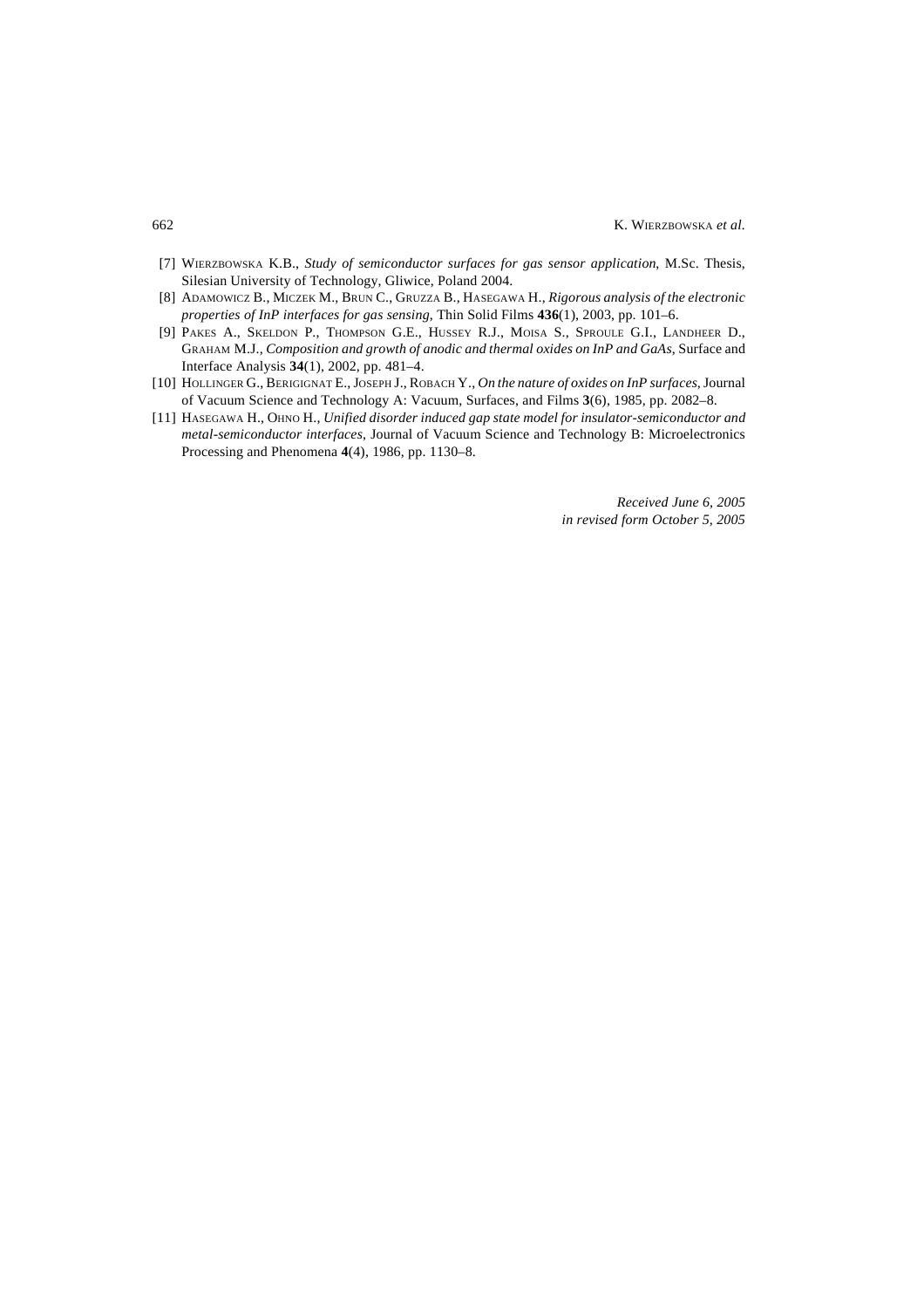[7] Wierzbowska K.B., *Study of semiconductor surfaces for gas sensor application*, M.Sc. Thesis, Silesian University of Technology, Gliwice, Poland 2004.

[8] Adamowicz B., Miczek M., Brun C., Gruzza B., Hasegawa H., *Rigorous analysis of the electronic properties of InP interfaces for gas sensing*, Thin Solid Films **436**(1), 2003, pp. 101–6.

[9] Pakes A., Skeldon P., Thompson G.E., Hussey R.J., Moisa S., Sproule G.I., Landheer D., Graham M.J., *Composition and growth of anodic and thermal oxides on InP and GaAs*, Surface and Interface Analysis **34**(1), 2002, pp. 481–4.

[10] Hollinger G., Berigignat E., Joseph J., Robach Y., *On the nature of oxides on InP surfaces*, Journal of Vacuum Science and Technology A: Vacuum, Surfaces, and Films **3**(6), 1985, pp. 2082–8.

[11] Hasegawa H., Ohno H., *Unified disorder induced gap state model for insulator-semiconductor and metal-semiconductor interfaces*, Journal of Vacuum Science and Technology B: Microelectronics Processing and Phenomena **4**(4), 1986, pp. 1130–8.

*Received June 6, 2005*
*in revised form October 5, 2005*